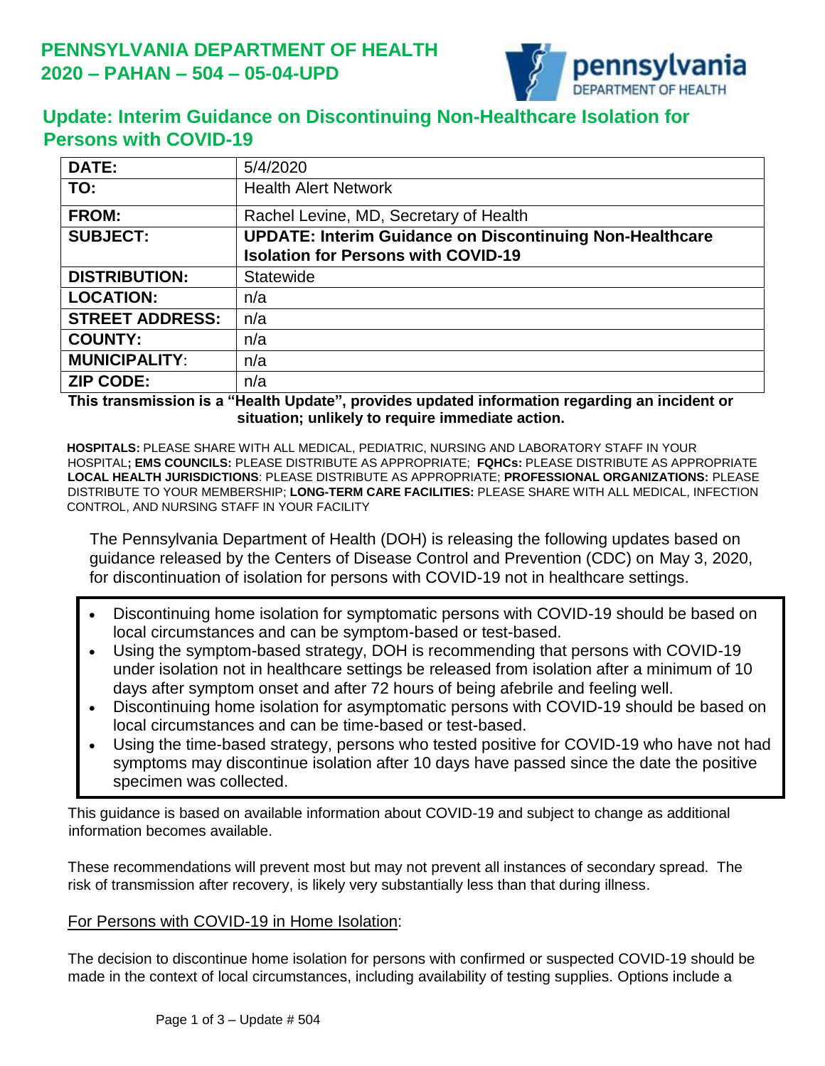**PENNSYLVANIA DEPARTMENT OF HEALTH**
**2020 – PAHAN – 504 – 05-04-UPD**

# Update: Interim Guidance on Discontinuing Non-Healthcare Isolation for Persons with COVID-19

| | |
|---|---|
| **DATE:** | 5/4/2020 |
| **TO:** | Health Alert Network |
| **FROM:** | Rachel Levine, MD, Secretary of Health |
| **SUBJECT:** | **UPDATE: Interim Guidance on Discontinuing Non-Healthcare Isolation for Persons with COVID-19** |
| **DISTRIBUTION:** | Statewide |
| **LOCATION:** | n/a |
| **STREET ADDRESS:** | n/a |
| **COUNTY:** | n/a |
| **MUNICIPALITY:** | n/a |
| **ZIP CODE:** | n/a |

**This transmission is a "Health Update", provides updated information regarding an incident or situation; unlikely to require immediate action.**

**HOSPITALS:** PLEASE SHARE WITH ALL MEDICAL, PEDIATRIC, NURSING AND LABORATORY STAFF IN YOUR HOSPITAL**; EMS COUNCILS:** PLEASE DISTRIBUTE AS APPROPRIATE; **FQHCs:** PLEASE DISTRIBUTE AS APPROPRIATE **LOCAL HEALTH JURISDICTIONS**: PLEASE DISTRIBUTE AS APPROPRIATE; **PROFESSIONAL ORGANIZATIONS:** PLEASE DISTRIBUTE TO YOUR MEMBERSHIP; **LONG-TERM CARE FACILITIES:** PLEASE SHARE WITH ALL MEDICAL, INFECTION CONTROL, AND NURSING STAFF IN YOUR FACILITY

The Pennsylvania Department of Health (DOH) is releasing the following updates based on guidance released by the Centers of Disease Control and Prevention (CDC) on May 3, 2020, for discontinuation of isolation for persons with COVID-19 not in healthcare settings.

- Discontinuing home isolation for symptomatic persons with COVID-19 should be based on local circumstances and can be symptom-based or test-based.
- Using the symptom-based strategy, DOH is recommending that persons with COVID-19 under isolation not in healthcare settings be released from isolation after a minimum of 10 days after symptom onset and after 72 hours of being afebrile and feeling well.
- Discontinuing home isolation for asymptomatic persons with COVID-19 should be based on local circumstances and can be time-based or test-based.
- Using the time-based strategy, persons who tested positive for COVID-19 who have not had symptoms may discontinue isolation after 10 days have passed since the date the positive specimen was collected.

This guidance is based on available information about COVID-19 and subject to change as additional information becomes available.

These recommendations will prevent most but may not prevent all instances of secondary spread. The risk of transmission after recovery, is likely very substantially less than that during illness.

<u>For Persons with COVID-19 in Home Isolation</u>:

The decision to discontinue home isolation for persons with confirmed or suspected COVID-19 should be made in the context of local circumstances, including availability of testing supplies. Options include a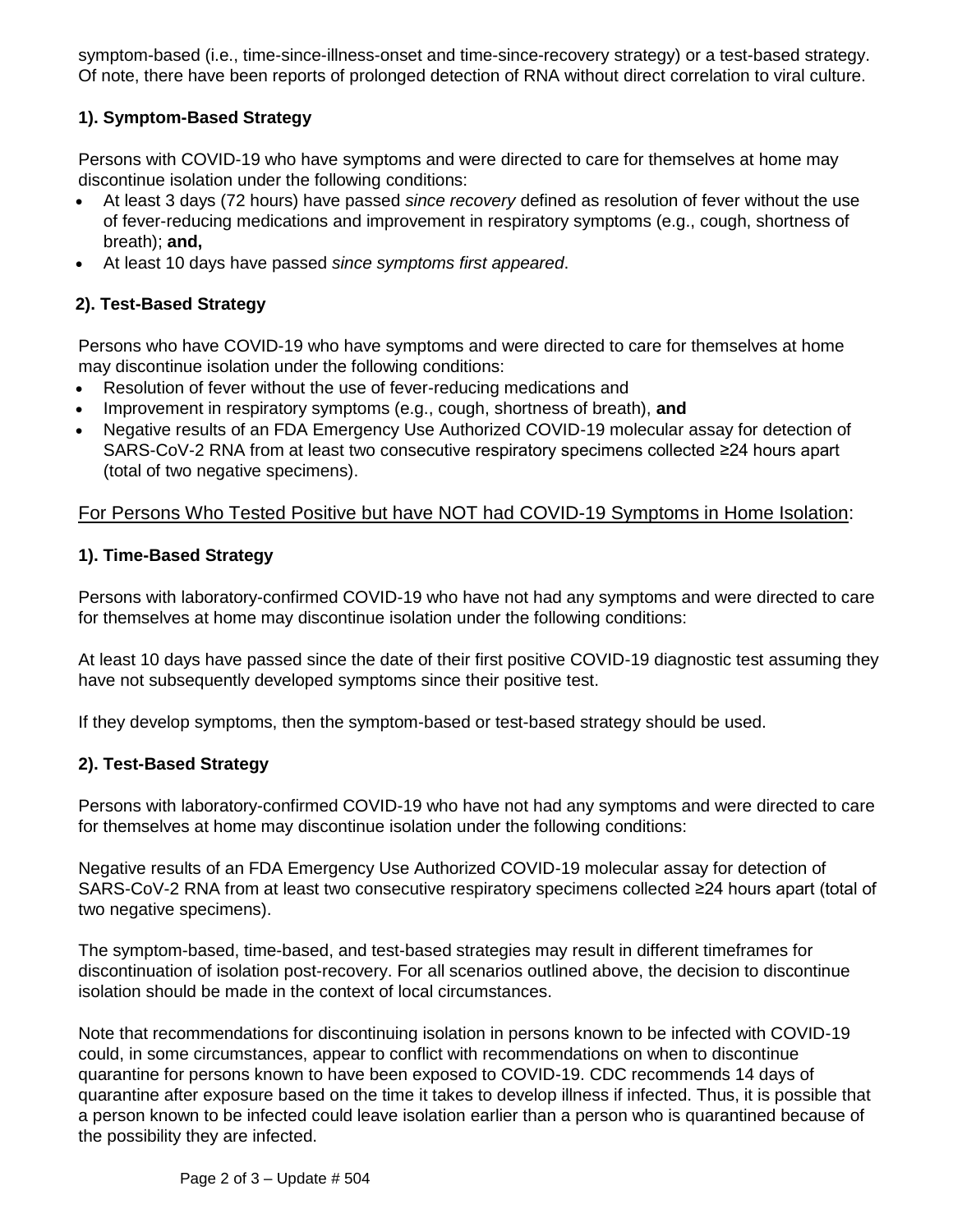symptom-based (i.e., time-since-illness-onset and time-since-recovery strategy) or a test-based strategy. Of note, there have been reports of prolonged detection of RNA without direct correlation to viral culture.

### 1). Symptom-Based Strategy

Persons with COVID-19 who have symptoms and were directed to care for themselves at home may discontinue isolation under the following conditions:

- At least 3 days (72 hours) have passed *since recovery* defined as resolution of fever without the use of fever-reducing medications and improvement in respiratory symptoms (e.g., cough, shortness of breath); **and,**
- At least 10 days have passed *since symptoms first appeared*.

### 2). Test-Based Strategy

Persons who have COVID-19 who have symptoms and were directed to care for themselves at home may discontinue isolation under the following conditions:

- Resolution of fever without the use of fever-reducing medications and
- Improvement in respiratory symptoms (e.g., cough, shortness of breath), **and**
- Negative results of an FDA Emergency Use Authorized COVID-19 molecular assay for detection of SARS-CoV-2 RNA from at least two consecutive respiratory specimens collected ≥24 hours apart (total of two negative specimens).

## For Persons Who Tested Positive but have NOT had COVID-19 Symptoms in Home Isolation:

### 1). Time-Based Strategy

Persons with laboratory-confirmed COVID-19 who have not had any symptoms and were directed to care for themselves at home may discontinue isolation under the following conditions:

At least 10 days have passed since the date of their first positive COVID-19 diagnostic test assuming they have not subsequently developed symptoms since their positive test.

If they develop symptoms, then the symptom-based or test-based strategy should be used.

### 2). Test-Based Strategy

Persons with laboratory-confirmed COVID-19 who have not had any symptoms and were directed to care for themselves at home may discontinue isolation under the following conditions:

Negative results of an FDA Emergency Use Authorized COVID-19 molecular assay for detection of SARS-CoV-2 RNA from at least two consecutive respiratory specimens collected ≥24 hours apart (total of two negative specimens).

The symptom-based, time-based, and test-based strategies may result in different timeframes for discontinuation of isolation post-recovery. For all scenarios outlined above, the decision to discontinue isolation should be made in the context of local circumstances.

Note that recommendations for discontinuing isolation in persons known to be infected with COVID-19 could, in some circumstances, appear to conflict with recommendations on when to discontinue quarantine for persons known to have been exposed to COVID-19. CDC recommends 14 days of quarantine after exposure based on the time it takes to develop illness if infected. Thus, it is possible that a person known to be infected could leave isolation earlier than a person who is quarantined because of the possibility they are infected.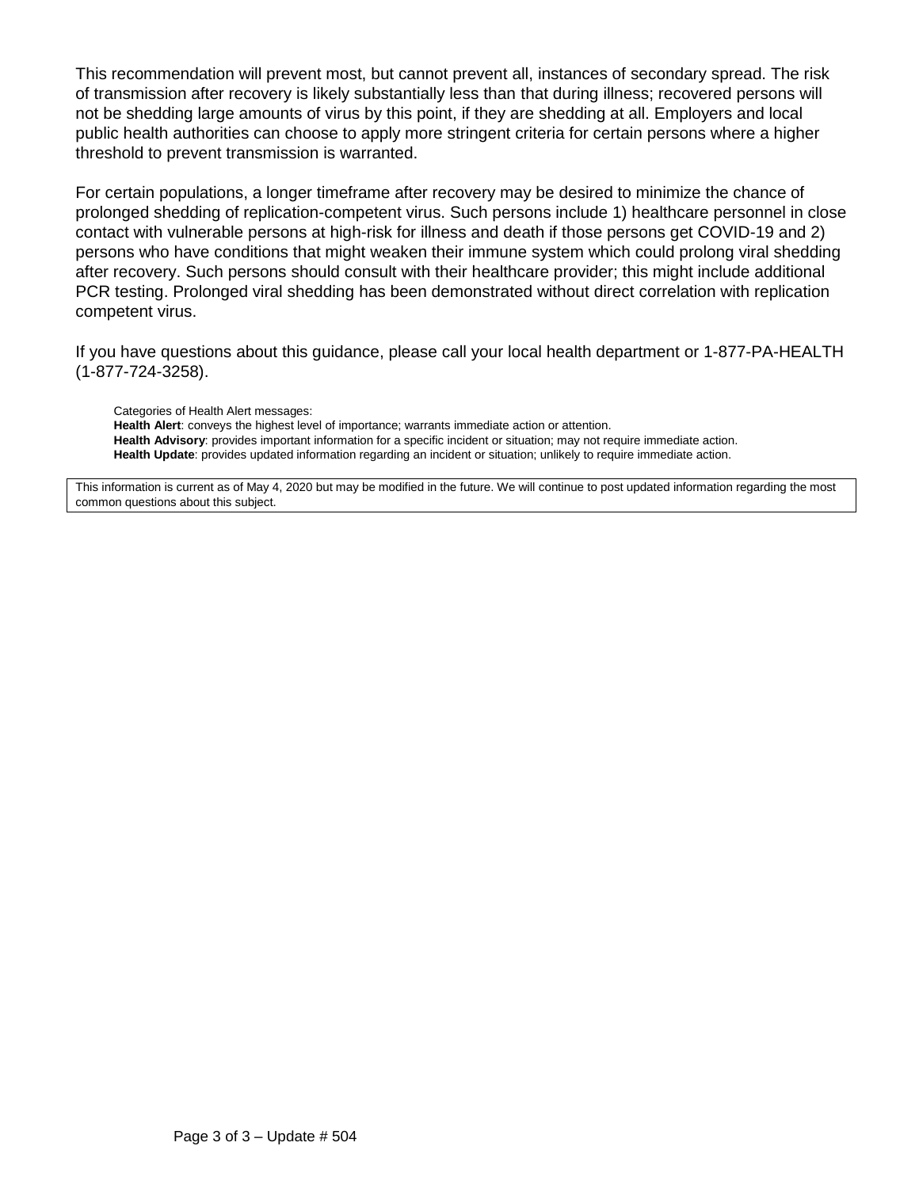This recommendation will prevent most, but cannot prevent all, instances of secondary spread. The risk of transmission after recovery is likely substantially less than that during illness; recovered persons will not be shedding large amounts of virus by this point, if they are shedding at all. Employers and local public health authorities can choose to apply more stringent criteria for certain persons where a higher threshold to prevent transmission is warranted.

For certain populations, a longer timeframe after recovery may be desired to minimize the chance of prolonged shedding of replication-competent virus. Such persons include 1) healthcare personnel in close contact with vulnerable persons at high-risk for illness and death if those persons get COVID-19 and 2) persons who have conditions that might weaken their immune system which could prolong viral shedding after recovery. Such persons should consult with their healthcare provider; this might include additional PCR testing. Prolonged viral shedding has been demonstrated without direct correlation with replication competent virus.

If you have questions about this guidance, please call your local health department or 1-877-PA-HEALTH (1-877-724-3258).

Categories of Health Alert messages:
**Health Alert**: conveys the highest level of importance; warrants immediate action or attention.
**Health Advisory**: provides important information for a specific incident or situation; may not require immediate action.
**Health Update**: provides updated information regarding an incident or situation; unlikely to require immediate action.

This information is current as of May 4, 2020 but may be modified in the future. We will continue to post updated information regarding the most common questions about this subject.